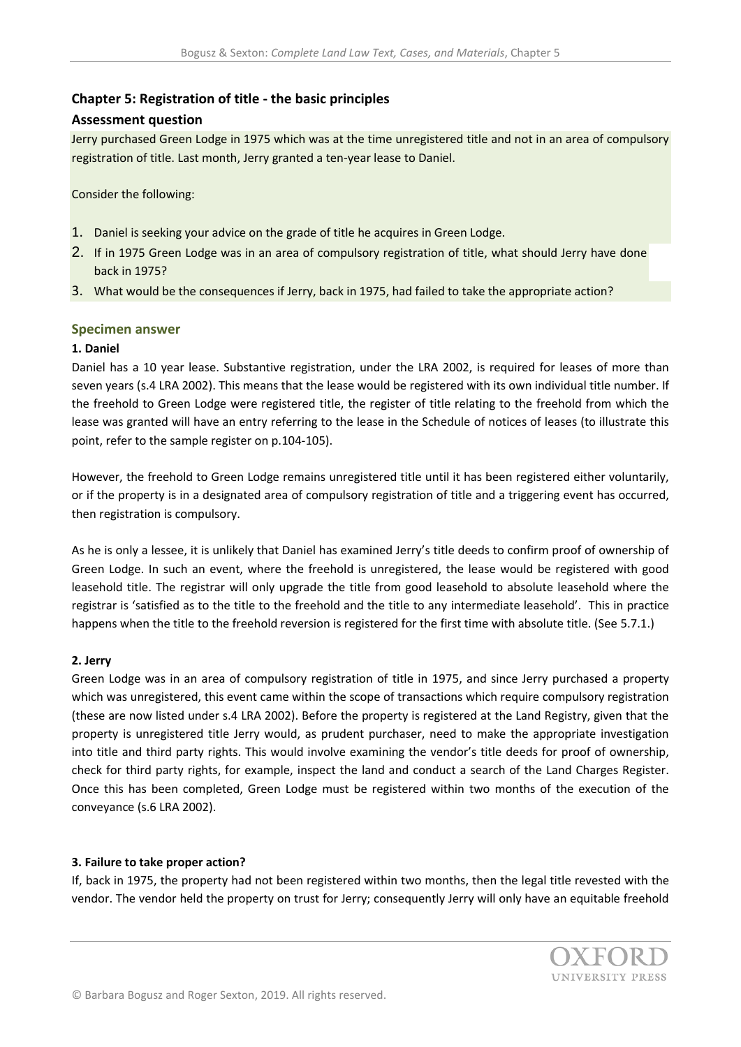## Chapter 5: Registration of title - the basic principles

### Assessment question

Jerry purchased Green Lodge in 1975 which was at the time unregistered title and not in an area of compulsory registration of title. Last month, Jerry granted a ten-year lease to Daniel.

Consider the following:

1. Daniel is seeking your advice on the grade of title he acquires in Green Lodge.
2. If in 1975 Green Lodge was in an area of compulsory registration of title, what should Jerry have done back in 1975?
3. What would be the consequences if Jerry, back in 1975, had failed to take the appropriate action?

### Specimen answer

**1. Daniel**

Daniel has a 10 year lease. Substantive registration, under the LRA 2002, is required for leases of more than seven years (s.4 LRA 2002). This means that the lease would be registered with its own individual title number. If the freehold to Green Lodge were registered title, the register of title relating to the freehold from which the lease was granted will have an entry referring to the lease in the Schedule of notices of leases (to illustrate this point, refer to the sample register on p.104-105).

However, the freehold to Green Lodge remains unregistered title until it has been registered either voluntarily, or if the property is in a designated area of compulsory registration of title and a triggering event has occurred, then registration is compulsory.

As he is only a lessee, it is unlikely that Daniel has examined Jerry's title deeds to confirm proof of ownership of Green Lodge. In such an event, where the freehold is unregistered, the lease would be registered with good leasehold title. The registrar will only upgrade the title from good leasehold to absolute leasehold where the registrar is 'satisfied as to the title to the freehold and the title to any intermediate leasehold'. This in practice happens when the title to the freehold reversion is registered for the first time with absolute title. (See 5.7.1.)

**2. Jerry**

Green Lodge was in an area of compulsory registration of title in 1975, and since Jerry purchased a property which was unregistered, this event came within the scope of transactions which require compulsory registration (these are now listed under s.4 LRA 2002). Before the property is registered at the Land Registry, given that the property is unregistered title Jerry would, as prudent purchaser, need to make the appropriate investigation into title and third party rights. This would involve examining the vendor's title deeds for proof of ownership, check for third party rights, for example, inspect the land and conduct a search of the Land Charges Register. Once this has been completed, Green Lodge must be registered within two months of the execution of the conveyance (s.6 LRA 2002).

**3. Failure to take proper action?**

If, back in 1975, the property had not been registered within two months, then the legal title revested with the vendor. The vendor held the property on trust for Jerry; consequently Jerry will only have an equitable freehold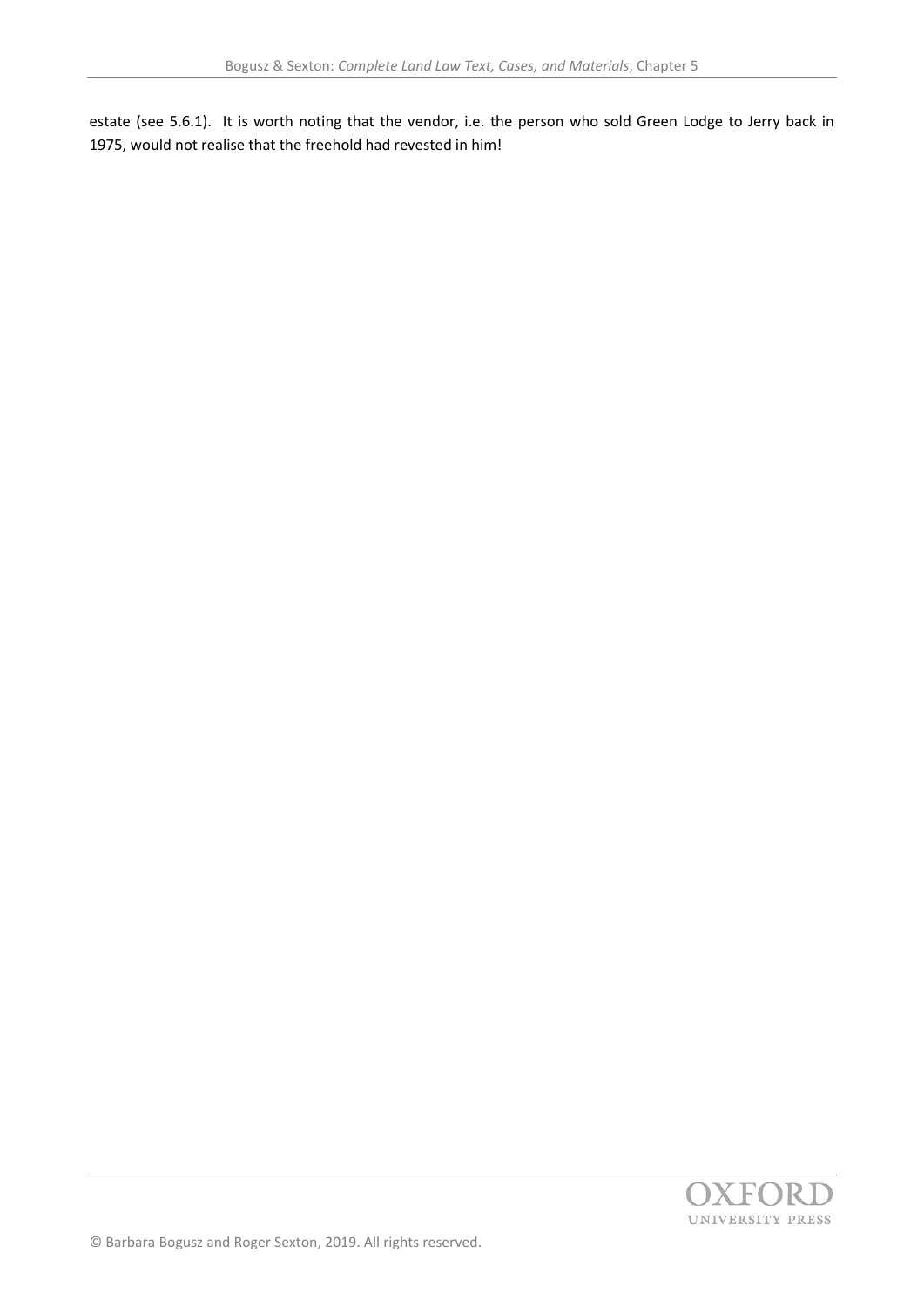estate (see 5.6.1). It is worth noting that the vendor, i.e. the person who sold Green Lodge to Jerry back in 1975, would not realise that the freehold had revested in him!